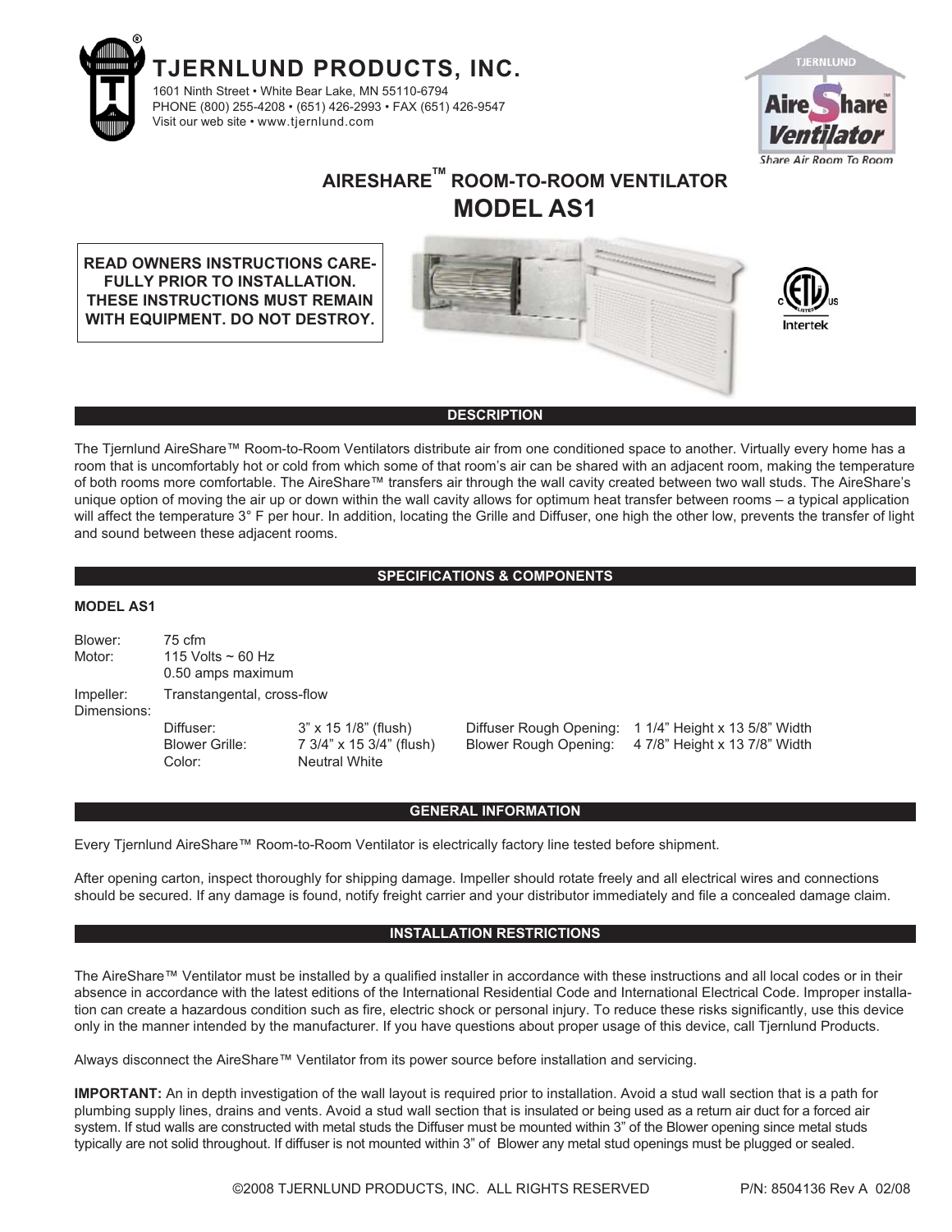# TJERNLUND PRODUCTS, INC.

1601 Ninth Street • White Bear Lake, MN 55110-6794
PHONE (800) 255-4208 • (651) 426-2993 • FAX (651) 426-9547
Visit our web site • www.tjernlund.com

## AIRESHARE™ ROOM-TO-ROOM VENTILATOR
## MODEL AS1

**READ OWNERS INSTRUCTIONS CAREFULLY PRIOR TO INSTALLATION. THESE INSTRUCTIONS MUST REMAIN WITH EQUIPMENT. DO NOT DESTROY.**

### DESCRIPTION

The Tjernlund AireShare™ Room-to-Room Ventilators distribute air from one conditioned space to another. Virtually every home has a room that is uncomfortably hot or cold from which some of that room's air can be shared with an adjacent room, making the temperature of both rooms more comfortable. The AireShare™ transfers air through the wall cavity created between two wall studs. The AireShare's unique option of moving the air up or down within the wall cavity allows for optimum heat transfer between rooms – a typical application will affect the temperature 3° F per hour. In addition, locating the Grille and Diffuser, one high the other low, prevents the transfer of light and sound between these adjacent rooms.

### SPECIFICATIONS & COMPONENTS

**MODEL AS1**

Blower: 75 cfm
Motor: 115 Volts ~ 60 Hz
0.50 amps maximum
Impeller: Transtangental, cross-flow
Dimensions:

| | | | |
|---|---|---|---|
| Diffuser: | 3" x 15 1/8" (flush) | Diffuser Rough Opening: | 1 1/4" Height x 13 5/8" Width |
| Blower Grille: | 7 3/4" x 15 3/4" (flush) | Blower Rough Opening: | 4 7/8" Height x 13 7/8" Width |
| Color: | Neutral White | | |

### GENERAL INFORMATION

Every Tjernlund AireShare™ Room-to-Room Ventilator is electrically factory line tested before shipment.

After opening carton, inspect thoroughly for shipping damage. Impeller should rotate freely and all electrical wires and connections should be secured. If any damage is found, notify freight carrier and your distributor immediately and file a concealed damage claim.

### INSTALLATION RESTRICTIONS

The AireShare™ Ventilator must be installed by a qualified installer in accordance with these instructions and all local codes or in their absence in accordance with the latest editions of the International Residential Code and International Electrical Code. Improper installation can create a hazardous condition such as fire, electric shock or personal injury. To reduce these risks significantly, use this device only in the manner intended by the manufacturer. If you have questions about proper usage of this device, call Tjernlund Products.

Always disconnect the AireShare™ Ventilator from its power source before installation and servicing.

**IMPORTANT:** An in depth investigation of the wall layout is required prior to installation. Avoid a stud wall section that is a path for plumbing supply lines, drains and vents. Avoid a stud wall section that is insulated or being used as a return air duct for a forced air system. If stud walls are constructed with metal studs the Diffuser must be mounted within 3" of the Blower opening since metal studs typically are not solid throughout. If diffuser is not mounted within 3" of Blower any metal stud openings must be plugged or sealed.

©2008 TJERNLUND PRODUCTS, INC. ALL RIGHTS RESERVED P/N: 8504136 Rev A 02/08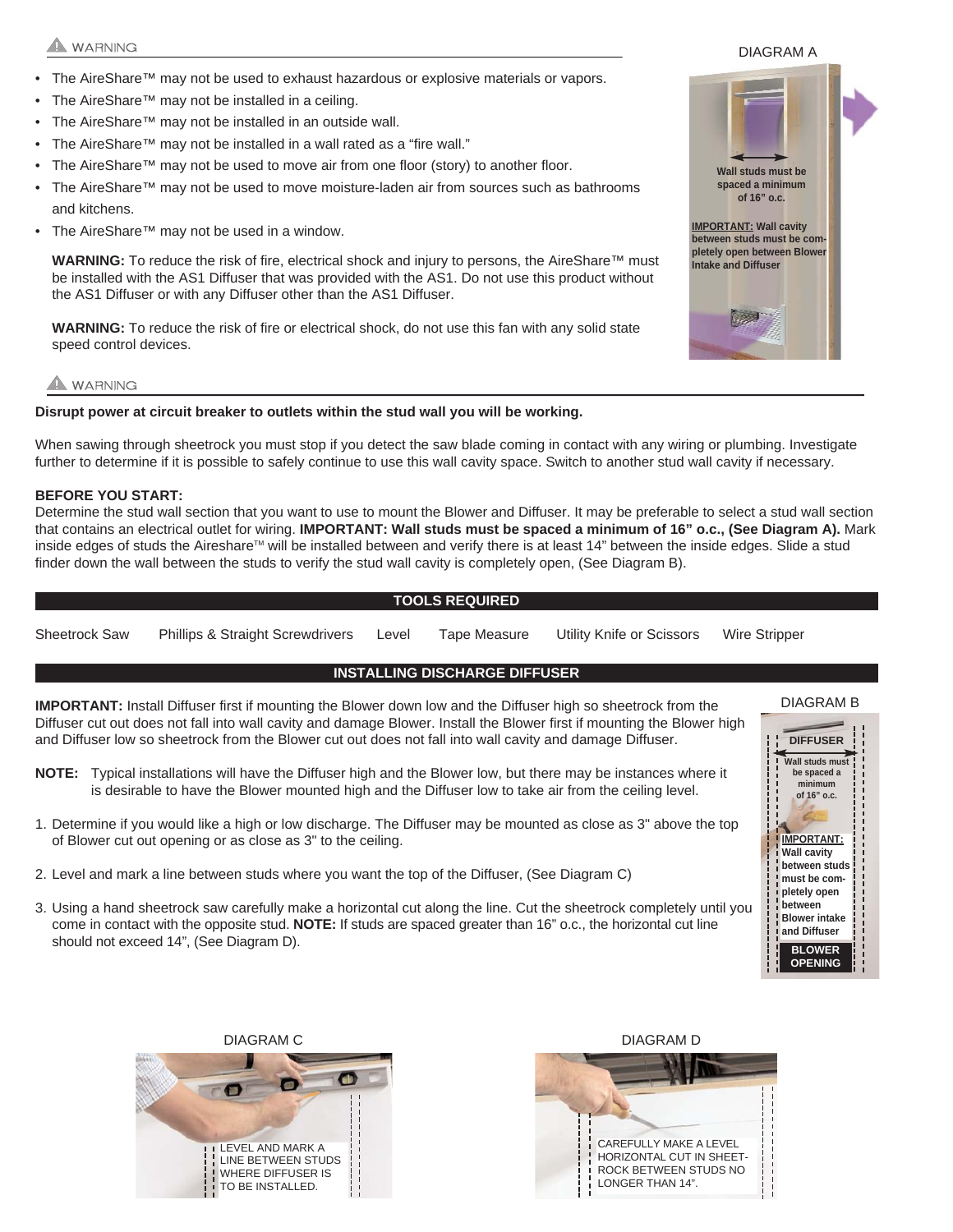⚠ WARNING

- The AireShare™ may not be used to exhaust hazardous or explosive materials or vapors.
- The AireShare™ may not be installed in a ceiling.
- The AireShare™ may not be installed in an outside wall.
- The AireShare™ may not be installed in a wall rated as a "fire wall."
- The AireShare™ may not be used to move air from one floor (story) to another floor.
- The AireShare™ may not be used to move moisture-laden air from sources such as bathrooms and kitchens.
- The AireShare™ may not be used in a window.

**WARNING:** To reduce the risk of fire, electrical shock and injury to persons, the AireShare™ must be installed with the AS1 Diffuser that was provided with the AS1. Do not use this product without the AS1 Diffuser or with any Diffuser other than the AS1 Diffuser.

**WARNING:** To reduce the risk of fire or electrical shock, do not use this fan with any solid state speed control devices.

DIAGRAM A

**Wall studs must be spaced a minimum of 16" o.c.**

**IMPORTANT: Wall cavity between studs must be completely open between Blower Intake and Diffuser**

⚠ WARNING

**Disrupt power at circuit breaker to outlets within the stud wall you will be working.**

When sawing through sheetrock you must stop if you detect the saw blade coming in contact with any wiring or plumbing. Investigate further to determine if it is possible to safely continue to use this wall cavity space. Switch to another stud wall cavity if necessary.

**BEFORE YOU START:**

Determine the stud wall section that you want to use to mount the Blower and Diffuser. It may be preferable to select a stud wall section that contains an electrical outlet for wiring. **IMPORTANT: Wall studs must be spaced a minimum of 16" o.c., (See Diagram A).** Mark inside edges of studs the Aireshare™ will be installed between and verify there is at least 14" between the inside edges. Slide a stud finder down the wall between the studs to verify the stud wall cavity is completely open, (See Diagram B).

## TOOLS REQUIRED

Sheetrock Saw | Phillips & Straight Screwdrivers | Level | Tape Measure | Utility Knife or Scissors | Wire Stripper

## INSTALLING DISCHARGE DIFFUSER

**IMPORTANT:** Install Diffuser first if mounting the Blower down low and the Diffuser high so sheetrock from the Diffuser cut out does not fall into wall cavity and damage Blower. Install the Blower first if mounting the Blower high and Diffuser low so sheetrock from the Blower cut out does not fall into wall cavity and damage Diffuser.

**NOTE:** Typical installations will have the Diffuser high and the Blower low, but there may be instances where it is desirable to have the Blower mounted high and the Diffuser low to take air from the ceiling level.

1. Determine if you would like a high or low discharge. The Diffuser may be mounted as close as 3" above the top of Blower cut out opening or as close as 3" to the ceiling.
2. Level and mark a line between studs where you want the top of the Diffuser, (See Diagram C)
3. Using a hand sheetrock saw carefully make a horizontal cut along the line. Cut the sheetrock completely until you come in contact with the opposite stud. **NOTE:** If studs are spaced greater than 16" o.c., the horizontal cut line should not exceed 14", (See Diagram D).

DIAGRAM B

**DIFFUSER**

**Wall studs must be spaced a minimum of 16" o.c.**

**IMPORTANT: Wall cavity between studs must be completely open between Blower intake and Diffuser**

**BLOWER OPENING**

DIAGRAM C

LEVEL AND MARK A LINE BETWEEN STUDS WHERE DIFFUSER IS TO BE INSTALLED.

DIAGRAM D

CAREFULLY MAKE A LEVEL HORIZONTAL CUT IN SHEETROCK BETWEEN STUDS NO LONGER THAN 14".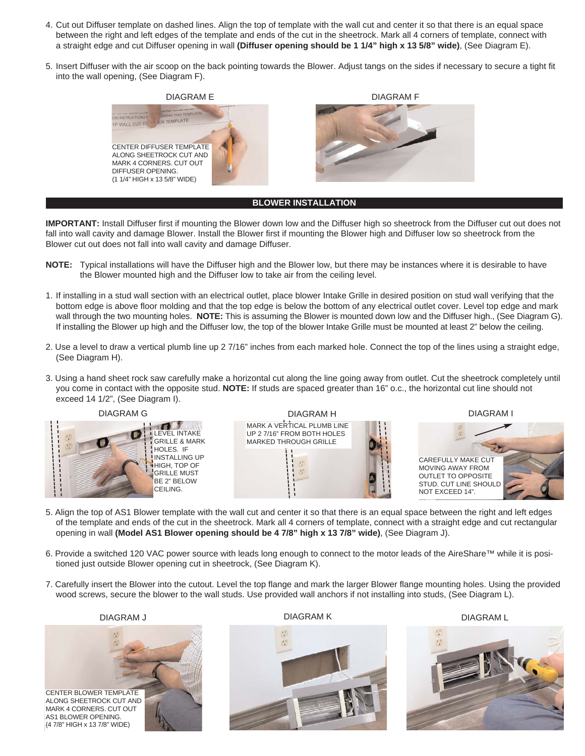4. Cut out Diffuser template on dashed lines. Align the top of template with the wall cut and center it so that there is an equal space between the right and left edges of the template and ends of the cut in the sheetrock. Mark all 4 corners of template, connect with a straight edge and cut Diffuser opening in wall **(Diffuser opening should be 1 1/4" high x 13 5/8" wide)**, (See Diagram E).

5. Insert Diffuser with the air scoop on the back pointing towards the Blower. Adjust tangs on the sides if necessary to secure a tight fit into the wall opening, (See Diagram F).

DIAGRAM E

CENTER DIFFUSER TEMPLATE ALONG SHEETROCK CUT AND MARK 4 CORNERS. CUT OUT DIFFUSER OPENING. (1 1/4" HIGH x 13 5/8" WIDE)

DIAGRAM F

## BLOWER INSTALLATION

**IMPORTANT:** Install Diffuser first if mounting the Blower down low and the Diffuser high so sheetrock from the Diffuser cut out does not fall into wall cavity and damage Blower. Install the Blower first if mounting the Blower high and Diffuser low so sheetrock from the Blower cut out does not fall into wall cavity and damage Diffuser.

**NOTE:** Typical installations will have the Diffuser high and the Blower low, but there may be instances where it is desirable to have the Blower mounted high and the Diffuser low to take air from the ceiling level.

1. If installing in a stud wall section with an electrical outlet, place blower Intake Grille in desired position on stud wall verifying that the bottom edge is above floor molding and that the top edge is below the bottom of any electrical outlet cover. Level top edge and mark wall through the two mounting holes. **NOTE:** This is assuming the Blower is mounted down low and the Diffuser high., (See Diagram G). If installing the Blower up high and the Diffuser low, the top of the blower Intake Grille must be mounted at least 2" below the ceiling.

2. Use a level to draw a vertical plumb line up 2 7/16" inches from each marked hole. Connect the top of the lines using a straight edge, (See Diagram H).

3. Using a hand sheet rock saw carefully make a horizontal cut along the line going away from outlet. Cut the sheetrock completely until you come in contact with the opposite stud. **NOTE:** If studs are spaced greater than 16" o.c., the horizontal cut line should not exceed 14 1/2", (See Diagram I).

DIAGRAM G

LEVEL INTAKE GRILLE & MARK HOLES. IF INSTALLING UP HIGH, TOP OF GRILLE MUST BE 2" BELOW CEILING.

DIAGRAM H

MARK A VERTICAL PLUMB LINE UP 2 7/16" FROM BOTH HOLES MARKED THROUGH GRILLE

DIAGRAM I

CAREFULLY MAKE CUT MOVING AWAY FROM OUTLET TO OPPOSITE STUD. CUT LINE SHOULD NOT EXCEED 14".

5. Align the top of AS1 Blower template with the wall cut and center it so that there is an equal space between the right and left edges of the template and ends of the cut in the sheetrock. Mark all 4 corners of template, connect with a straight edge and cut rectangular opening in wall **(Model AS1 Blower opening should be 4 7/8" high x 13 7/8" wide)**, (See Diagram J).

6. Provide a switched 120 VAC power source with leads long enough to connect to the motor leads of the AireShare™ while it is positioned just outside Blower opening cut in sheetrock, (See Diagram K).

7. Carefully insert the Blower into the cutout. Level the top flange and mark the larger Blower flange mounting holes. Using the provided wood screws, secure the blower to the wall studs. Use provided wall anchors if not installing into studs, (See Diagram L).

DIAGRAM J

CENTER BLOWER TEMPLATE ALONG SHEETROCK CUT AND MARK 4 CORNERS. CUT OUT AS1 BLOWER OPENING. (4 7/8" HIGH x 13 7/8" WIDE)

DIAGRAM K

DIAGRAM L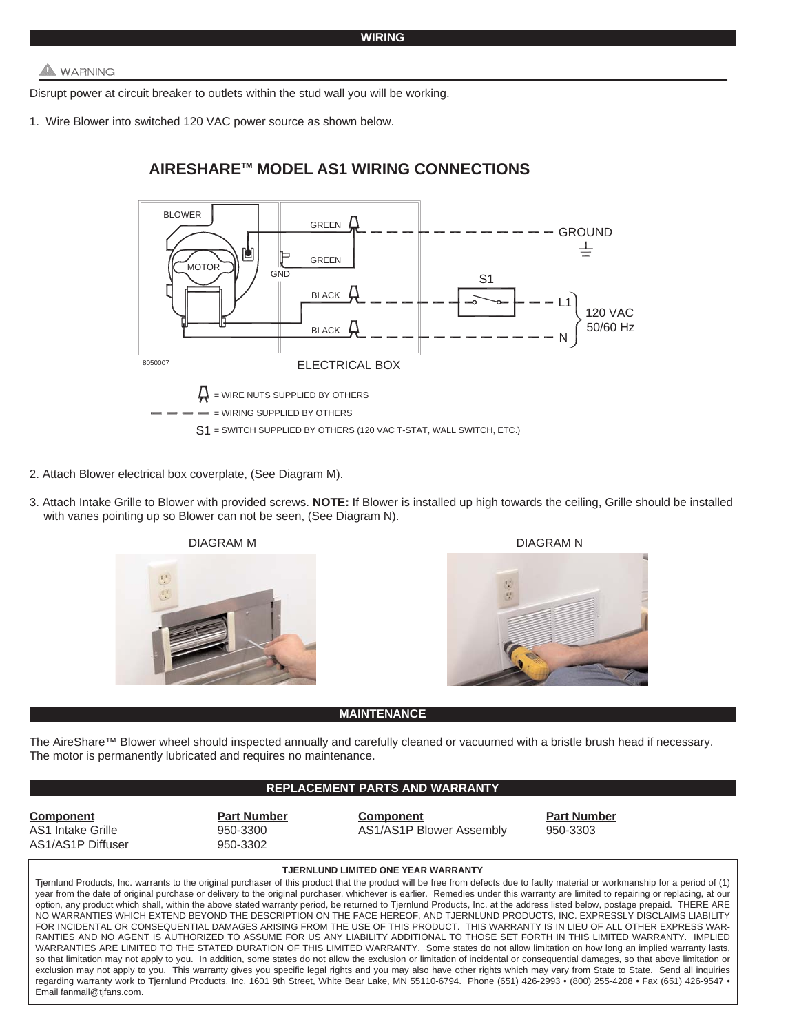## WIRING

⚠ WARNING

Disrupt power at circuit breaker to outlets within the stud wall you will be working.

1. Wire Blower into switched 120 VAC power source as shown below.

### AIRESHARE™ MODEL AS1 WIRING CONNECTIONS

BLOWER
MOTOR
GND
GREEN
GREEN
BLACK
BLACK
GROUND
S1
L1
N
120 VAC
50/60 Hz
8050007
ELECTRICAL BOX

= WIRE NUTS SUPPLIED BY OTHERS
= WIRING SUPPLIED BY OTHERS
S1 = SWITCH SUPPLIED BY OTHERS (120 VAC T-STAT, WALL SWITCH, ETC.)

2. Attach Blower electrical box coverplate, (See Diagram M).

3. Attach Intake Grille to Blower with provided screws. **NOTE:** If Blower is installed up high towards the ceiling, Grille should be installed with vanes pointing up so Blower can not be seen, (See Diagram N).

DIAGRAM M

DIAGRAM N

## MAINTENANCE

The AireShare™ Blower wheel should inspected annually and carefully cleaned or vacuumed with a bristle brush head if necessary. The motor is permanently lubricated and requires no maintenance.

## REPLACEMENT PARTS AND WARRANTY

| Component | Part Number | Component | Part Number |
|---|---|---|---|
| AS1 Intake Grille | 950-3300 | AS1/AS1P Blower Assembly | 950-3303 |
| AS1/AS1P Diffuser | 950-3302 | | |

**TJERNLUND LIMITED ONE YEAR WARRANTY**

Tjernlund Products, Inc. warrants to the original purchaser of this product that the product will be free from defects due to faulty material or workmanship for a period of (1) year from the date of original purchase or delivery to the original purchaser, whichever is earlier. Remedies under this warranty are limited to repairing or replacing, at our option, any product which shall, within the above stated warranty period, be returned to Tjernlund Products, Inc. at the address listed below, postage prepaid. THERE ARE NO WARRANTIES WHICH EXTEND BEYOND THE DESCRIPTION ON THE FACE HEREOF, AND TJERNLUND PRODUCTS, INC. EXPRESSLY DISCLAIMS LIABILITY FOR INCIDENTAL OR CONSEQUENTIAL DAMAGES ARISING FROM THE USE OF THIS PRODUCT. THIS WARRANTY IS IN LIEU OF ALL OTHER EXPRESS WARRANTIES AND NO AGENT IS AUTHORIZED TO ASSUME FOR US ANY LIABILITY ADDITIONAL TO THOSE SET FORTH IN THIS LIMITED WARRANTY. IMPLIED WARRANTIES ARE LIMITED TO THE STATED DURATION OF THIS LIMITED WARRANTY. Some states do not allow limitation on how long an implied warranty lasts, so that limitation may not apply to you. In addition, some states do not allow the exclusion or limitation of incidental or consequential damages, so that above limitation or exclusion may not apply to you. This warranty gives you specific legal rights and you may also have other rights which may vary from State to State. Send all inquiries regarding warranty work to Tjernlund Products, Inc. 1601 9th Street, White Bear Lake, MN 55110-6794. Phone (651) 426-2993 • (800) 255-4208 • Fax (651) 426-9547 • Email fanmail@tjfans.com.